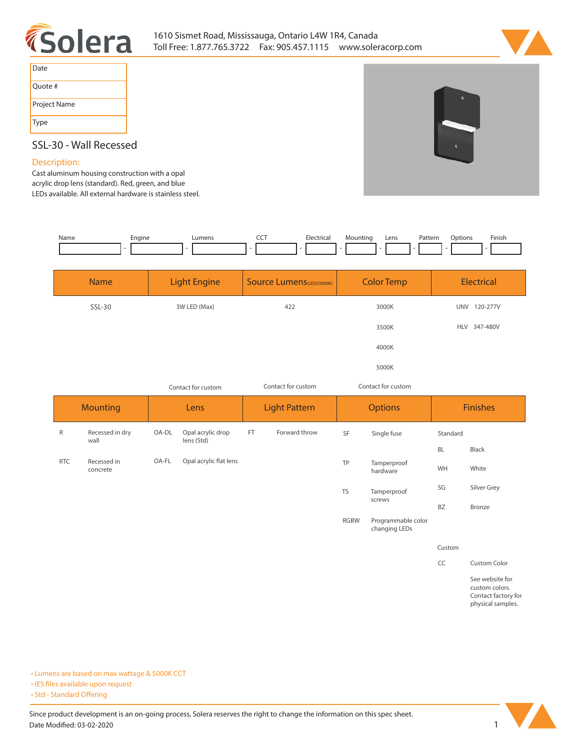1610 Sismet Road, Mississauga, Ontario L4W 1R4, Canada
Toll Free: 1.877.765.3722  Fax: 905.457.1115  www.soleracorp.com

| Date | |
|---|---|
| Quote # | |
| Project Name | |
| Type | |

## SSL-30 - Wall Recessed

### Description:

Cast aluminum housing construction with a opal acrylic drop lens (standard). Red, green, and blue LEDs available. All external hardware is stainless steel.

| Name | Engine | Lumens | CCT | Electrical | Mounting | Lens | Pattern | Options | Finish |
|---|---|---|---|---|---|---|---|---|---|
| | | | | | | | | | |

| Name | Light Engine | Source Lumens (LED)(5000K) | Color Temp | Electrical |
|---|---|---|---|---|
| SSL-30 | 3W LED (Max) | 422 | 3000K | UNV 120-277V |
| | | | 3500K | HLV 347-480V |
| | | | 4000K | |
| | | | 5000K | |
| | Contact for custom | Contact for custom | Contact for custom | |

| Mounting | | Lens | | Light Pattern | | Options | | Finishes | |
|---|---|---|---|---|---|---|---|---|---|
| R | Recessed in dry wall | OA-DL | Opal acrylic drop lens (Std) | FT | Forward throw | SF | Single fuse | Standard | |
| | | | | | | | | BL | Black |
| RTC | Recessed in concrete | OA-FL | Opal acrylic flat lens | | | TP | Tamperproof hardware | WH | White |
| | | | | | | TS | Tamperproof screws | SG | Silver Grey |
| | | | | | | | | BZ | Bronze |
| | | | | | | RGBW | Programmable color changing LEDs | | |
| | | | | | | | | Custom | |
| | | | | | | | | CC | Custom Color |
| | | | | | | | | | See website for custom colors. Contact factory for physical samples. |

- Lumens are based on max wattage & 5000K CCT
- IES files available upon request
- Std - Standard Offering

Since product development is an on-going process, Solera reserves the right to change the information on this spec sheet.
Date Modified: 03-02-2020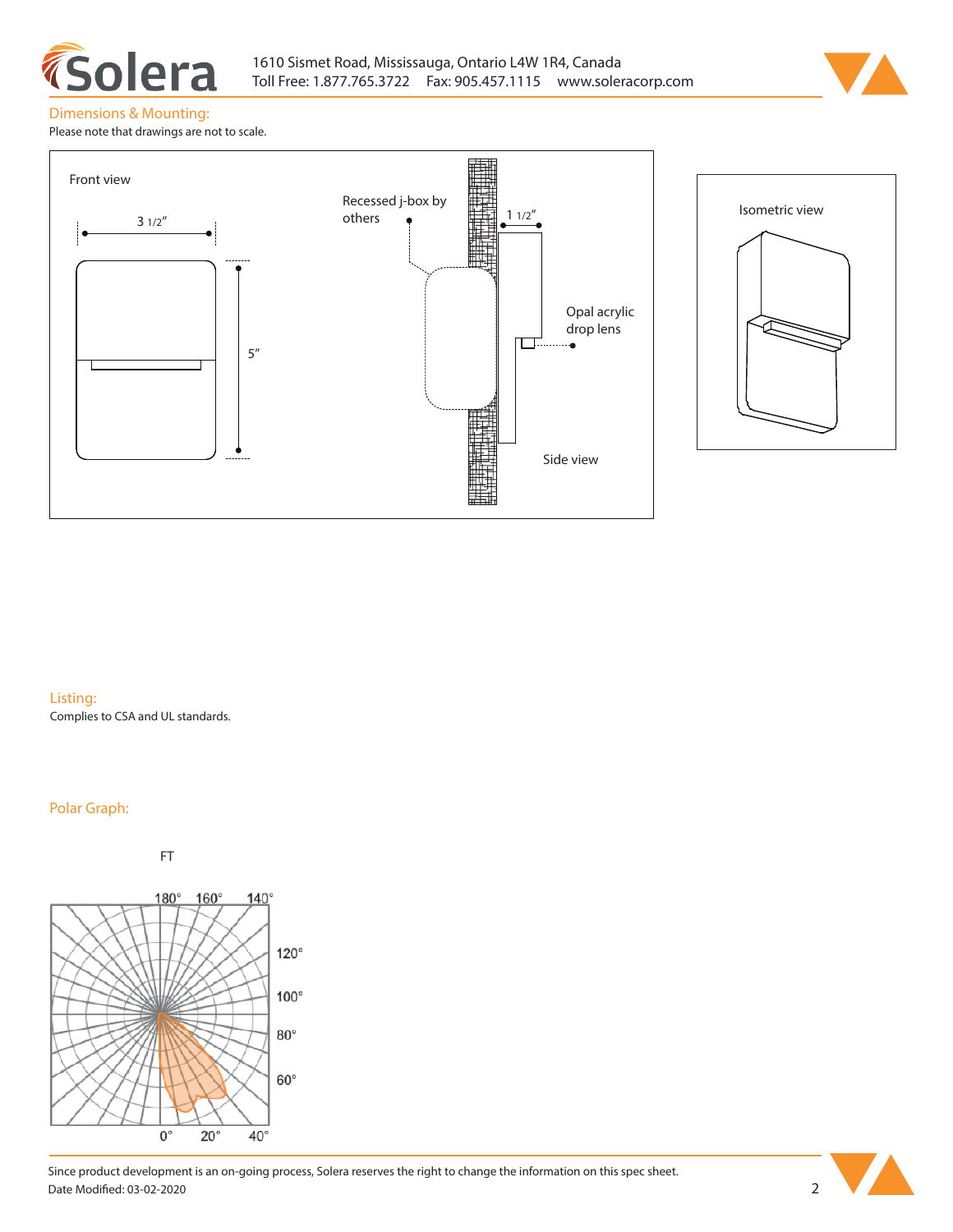## Dimensions & Mounting:

Please note that drawings are not to scale.

Front view

3 1/2″

5″

Recessed j-box by others

1 1/2″

Opal acrylic drop lens

Side view

Isometric view

## Listing:

Complies to CSA and UL standards.

## Polar Graph:

FT

180° 160° 140°

120°

100°

80°

60°

0° 20° 40°

Since product development is an on-going process, Solera reserves the right to change the information on this spec sheet.

Date Modified: 03-02-2020